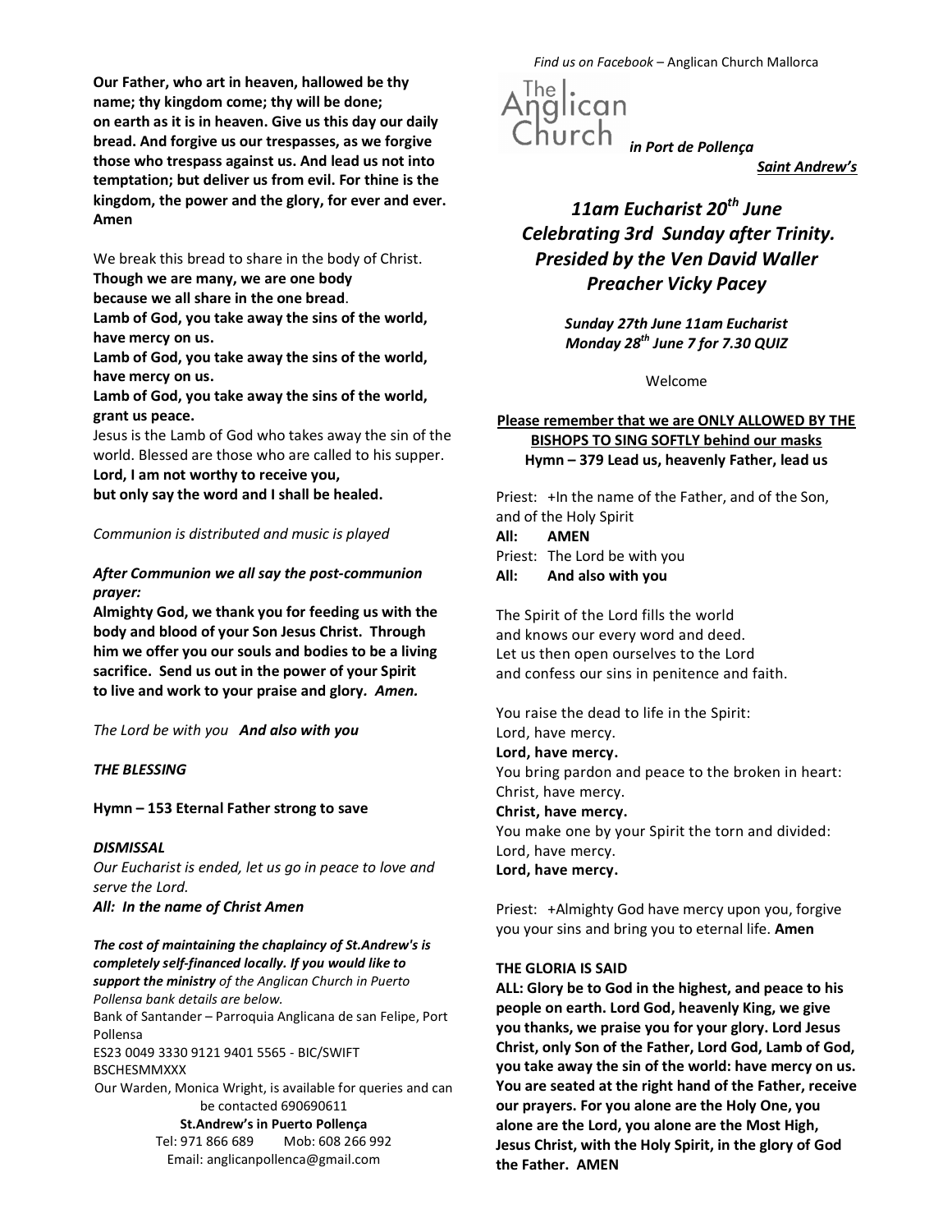**Our Father, who art in heaven, hallowed be thy name; thy kingdom come; thy will be done; on earth as it is in heaven. Give us this day our daily bread. And forgive us our trespasses, as we forgive those who trespass against us. And lead us not into temptation; but deliver us from evil. For thine is the kingdom, the power and the glory, for ever and ever. Amen**

We break this bread to share in the body of Christ.
**Though we are many, we are one body**
**because we all share in the one bread**.
**Lamb of God, you take away the sins of the world, have mercy on us.**
**Lamb of God, you take away the sins of the world, have mercy on us.**
**Lamb of God, you take away the sins of the world, grant us peace.**
Jesus is the Lamb of God who takes away the sin of the world. Blessed are those who are called to his supper.
**Lord, I am not worthy to receive you,**
**but only say the word and I shall be healed.**

*Communion is distributed and music is played*

***After Communion we all say the post-communion prayer:***

**Almighty God, we thank you for feeding us with the body and blood of your Son Jesus Christ. Through him we offer you our souls and bodies to be a living sacrifice. Send us out in the power of your Spirit to live and work to your praise and glory.** ***Amen.***

*The Lord be with you* ***And also with you***

***THE BLESSING***

**Hymn – 153 Eternal Father strong to save**

***DISMISSAL***

*Our Eucharist is ended, let us go in peace to love and serve the Lord.*
***All: In the name of Christ Amen***

***The cost of maintaining the chaplaincy of St.Andrew's is completely self-financed locally. If you would like to support the ministry*** *of the Anglican Church in Puerto Pollensa bank details are below.*
Bank of Santander – Parroquia Anglicana de san Felipe, Port Pollensa
ES23 0049 3330 9121 9401 5565 - BIC/SWIFT BSCHESMMXXX
Our Warden, Monica Wright, is available for queries and can be contacted 690690611
**St.Andrew's in Puerto Pollença**
Tel: 971 866 689 Mob: 608 266 992
Email: anglicanpollenca@gmail.com

*Find us on Facebook* – Anglican Church Mallorca

The Anglican Church ***in Port de Pollença***

***Saint Andrew's***

# *11am Eucharist 20th June Celebrating 3rd Sunday after Trinity. Presided by the Ven David Waller Preacher Vicky Pacey*

***Sunday 27th June 11am Eucharist***
***Monday 28th June 7 for 7.30 QUIZ***

Welcome

**Please remember that we are ONLY ALLOWED BY THE BISHOPS TO SING SOFTLY behind our masks**
**Hymn – 379 Lead us, heavenly Father, lead us**

Priest: +In the name of the Father, and of the Son, and of the Holy Spirit
**All: AMEN**
Priest: The Lord be with you
**All: And also with you**

The Spirit of the Lord fills the world
and knows our every word and deed.
Let us then open ourselves to the Lord
and confess our sins in penitence and faith.

You raise the dead to life in the Spirit:
Lord, have mercy.
**Lord, have mercy.**
You bring pardon and peace to the broken in heart:
Christ, have mercy.
**Christ, have mercy.**
You make one by your Spirit the torn and divided:
Lord, have mercy.
**Lord, have mercy.**

Priest: +Almighty God have mercy upon you, forgive you your sins and bring you to eternal life. **Amen**

**THE GLORIA IS SAID**

**ALL: Glory be to God in the highest, and peace to his people on earth. Lord God, heavenly King, we give you thanks, we praise you for your glory. Lord Jesus Christ, only Son of the Father, Lord God, Lamb of God, you take away the sin of the world: have mercy on us. You are seated at the right hand of the Father, receive our prayers. For you alone are the Holy One, you alone are the Lord, you alone are the Most High, Jesus Christ, with the Holy Spirit, in the glory of God the Father. AMEN**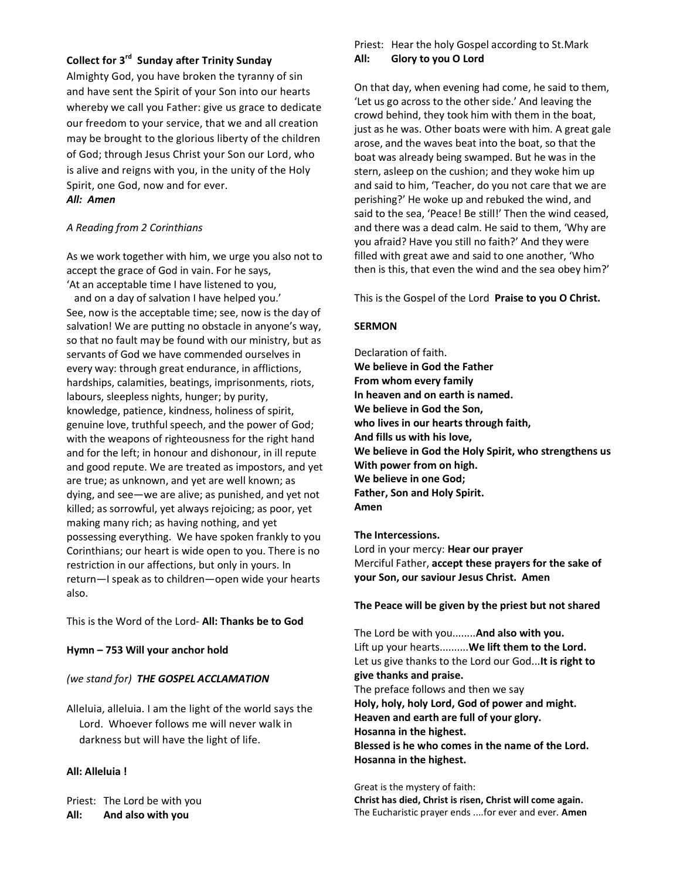**Collect for 3rd Sunday after Trinity Sunday**

Almighty God, you have broken the tyranny of sin and have sent the Spirit of your Son into our hearts whereby we call you Father: give us grace to dedicate our freedom to your service, that we and all creation may be brought to the glorious liberty of the children of God; through Jesus Christ your Son our Lord, who is alive and reigns with you, in the unity of the Holy Spirit, one God, now and for ever.

***All: Amen***

*A Reading from 2 Corinthians*

As we work together with him, we urge you also not to accept the grace of God in vain. For he says,
'At an acceptable time I have listened to you,
and on a day of salvation I have helped you.'
See, now is the acceptable time; see, now is the day of salvation! We are putting no obstacle in anyone's way, so that no fault may be found with our ministry, but as servants of God we have commended ourselves in every way: through great endurance, in afflictions, hardships, calamities, beatings, imprisonments, riots, labours, sleepless nights, hunger; by purity, knowledge, patience, kindness, holiness of spirit, genuine love, truthful speech, and the power of God; with the weapons of righteousness for the right hand and for the left; in honour and dishonour, in ill repute and good repute. We are treated as impostors, and yet are true; as unknown, and yet are well known; as dying, and see—we are alive; as punished, and yet not killed; as sorrowful, yet always rejoicing; as poor, yet making many rich; as having nothing, and yet possessing everything. We have spoken frankly to you Corinthians; our heart is wide open to you. There is no restriction in our affections, but only in yours. In return—I speak as to children—open wide your hearts also.

This is the Word of the Lord- **All: Thanks be to God**

**Hymn – 753 Will your anchor hold**

*(we stand for)* ***THE GOSPEL ACCLAMATION***

Alleluia, alleluia. I am the light of the world says the Lord. Whoever follows me will never walk in darkness but will have the light of life.

**All: Alleluia !**

Priest: The Lord be with you
**All: And also with you**

Priest: Hear the holy Gospel according to St.Mark
**All: Glory to you O Lord**

On that day, when evening had come, he said to them, 'Let us go across to the other side.' And leaving the crowd behind, they took him with them in the boat, just as he was. Other boats were with him. A great gale arose, and the waves beat into the boat, so that the boat was already being swamped. But he was in the stern, asleep on the cushion; and they woke him up and said to him, 'Teacher, do you not care that we are perishing?' He woke up and rebuked the wind, and said to the sea, 'Peace! Be still!' Then the wind ceased, and there was a dead calm. He said to them, 'Why are you afraid? Have you still no faith?' And they were filled with great awe and said to one another, 'Who then is this, that even the wind and the sea obey him?'

This is the Gospel of the Lord **Praise to you O Christ.**

**SERMON**

Declaration of faith.
**We believe in God the Father**
**From whom every family**
**In heaven and on earth is named.**
**We believe in God the Son,**
**who lives in our hearts through faith,**
**And fills us with his love,**
**We believe in God the Holy Spirit, who strengthens us**
**With power from on high.**
**We believe in one God;**
**Father, Son and Holy Spirit.**
**Amen**

**The Intercessions.**
Lord in your mercy: **Hear our prayer**
Merciful Father, **accept these prayers for the sake of your Son, our saviour Jesus Christ. Amen**

**The Peace will be given by the priest but not shared**

The Lord be with you........**And also with you.**
Lift up your hearts..........**We lift them to the Lord.**
Let us give thanks to the Lord our God...**It is right to give thanks and praise.**
The preface follows and then we say
**Holy, holy, holy Lord, God of power and might.**
**Heaven and earth are full of your glory.**
**Hosanna in the highest.**
**Blessed is he who comes in the name of the Lord.**
**Hosanna in the highest.**

Great is the mystery of faith:
**Christ has died, Christ is risen, Christ will come again.**
The Eucharistic prayer ends ....for ever and ever. **Amen**